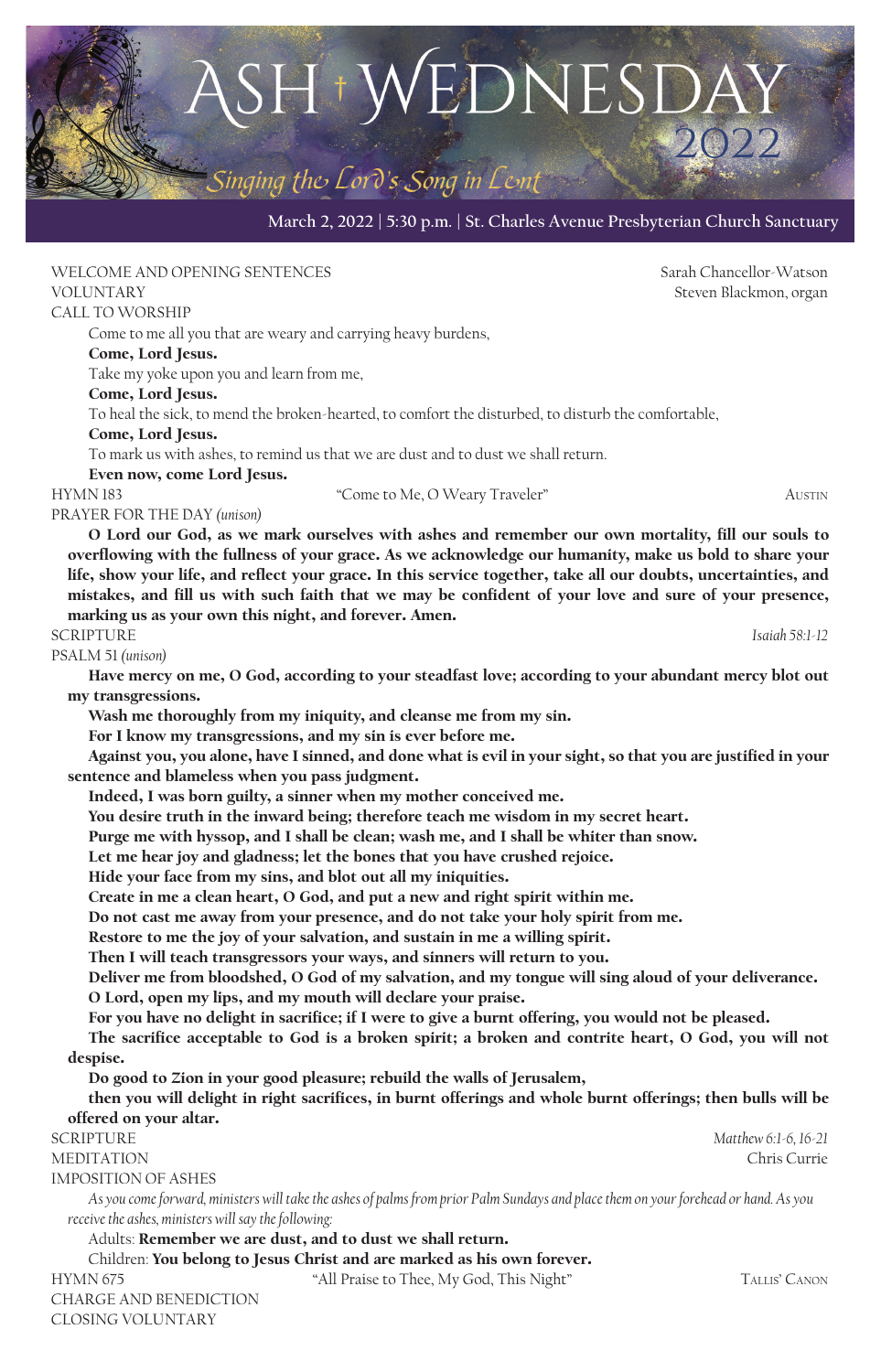# Ash Wednesday 2022

*Singing the Lord's Song in Lent*

March 2, 2022 | 5:30 p.m. | St. Charles Avenue Presbyterian Church Sanctuary

WELCOME AND OPENING SENTENCES — Sarah Chancellor-Watson

VOLUNTARY — Steven Blackmon, organ

CALL TO WORSHIP

Come to me all you that are weary and carrying heavy burdens,
**Come, Lord Jesus.**
Take my yoke upon you and learn from me,
**Come, Lord Jesus.**
To heal the sick, to mend the broken-hearted, to comfort the disturbed, to disturb the comfortable,
**Come, Lord Jesus.**
To mark us with ashes, to remind us that we are dust and to dust we shall return.
**Even now, come Lord Jesus.**

HYMN 183 — "Come to Me, O Weary Traveler" — AUSTIN

PRAYER FOR THE DAY *(unison)*

**O Lord our God, as we mark ourselves with ashes and remember our own mortality, fill our souls to overflowing with the fullness of your grace. As we acknowledge our humanity, make us bold to share your life, show your life, and reflect your grace. In this service together, take all our doubts, uncertainties, and mistakes, and fill us with such faith that we may be confident of your love and sure of your presence, marking us as your own this night, and forever. Amen.**

SCRIPTURE — *Isaiah 58:1-12*

PSALM 51 *(unison)*

**Have mercy on me, O God, according to your steadfast love; according to your abundant mercy blot out my transgressions.**
**Wash me thoroughly from my iniquity, and cleanse me from my sin.**
**For I know my transgressions, and my sin is ever before me.**
**Against you, you alone, have I sinned, and done what is evil in your sight, so that you are justified in your sentence and blameless when you pass judgment.**
**Indeed, I was born guilty, a sinner when my mother conceived me.**
**You desire truth in the inward being; therefore teach me wisdom in my secret heart.**
**Purge me with hyssop, and I shall be clean; wash me, and I shall be whiter than snow.**
**Let me hear joy and gladness; let the bones that you have crushed rejoice.**
**Hide your face from my sins, and blot out all my iniquities.**
**Create in me a clean heart, O God, and put a new and right spirit within me.**
**Do not cast me away from your presence, and do not take your holy spirit from me.**
**Restore to me the joy of your salvation, and sustain in me a willing spirit.**
**Then I will teach transgressors your ways, and sinners will return to you.**
**Deliver me from bloodshed, O God of my salvation, and my tongue will sing aloud of your deliverance.**
**O Lord, open my lips, and my mouth will declare your praise.**
**For you have no delight in sacrifice; if I were to give a burnt offering, you would not be pleased.**
**The sacrifice acceptable to God is a broken spirit; a broken and contrite heart, O God, you will not despise.**
**Do good to Zion in your good pleasure; rebuild the walls of Jerusalem,**
**then you will delight in right sacrifices, in burnt offerings and whole burnt offerings; then bulls will be offered on your altar.**

SCRIPTURE — *Matthew 6:1-6, 16-21*

MEDITATION — Chris Currie

IMPOSITION OF ASHES

*As you come forward, ministers will take the ashes of palms from prior Palm Sundays and place them on your forehead or hand. As you receive the ashes, ministers will say the following:*

Adults: **Remember we are dust, and to dust we shall return.**
Children: **You belong to Jesus Christ and are marked as his own forever.**

HYMN 675 — "All Praise to Thee, My God, This Night" — TALLIS' CANON

CHARGE AND BENEDICTION

CLOSING VOLUNTARY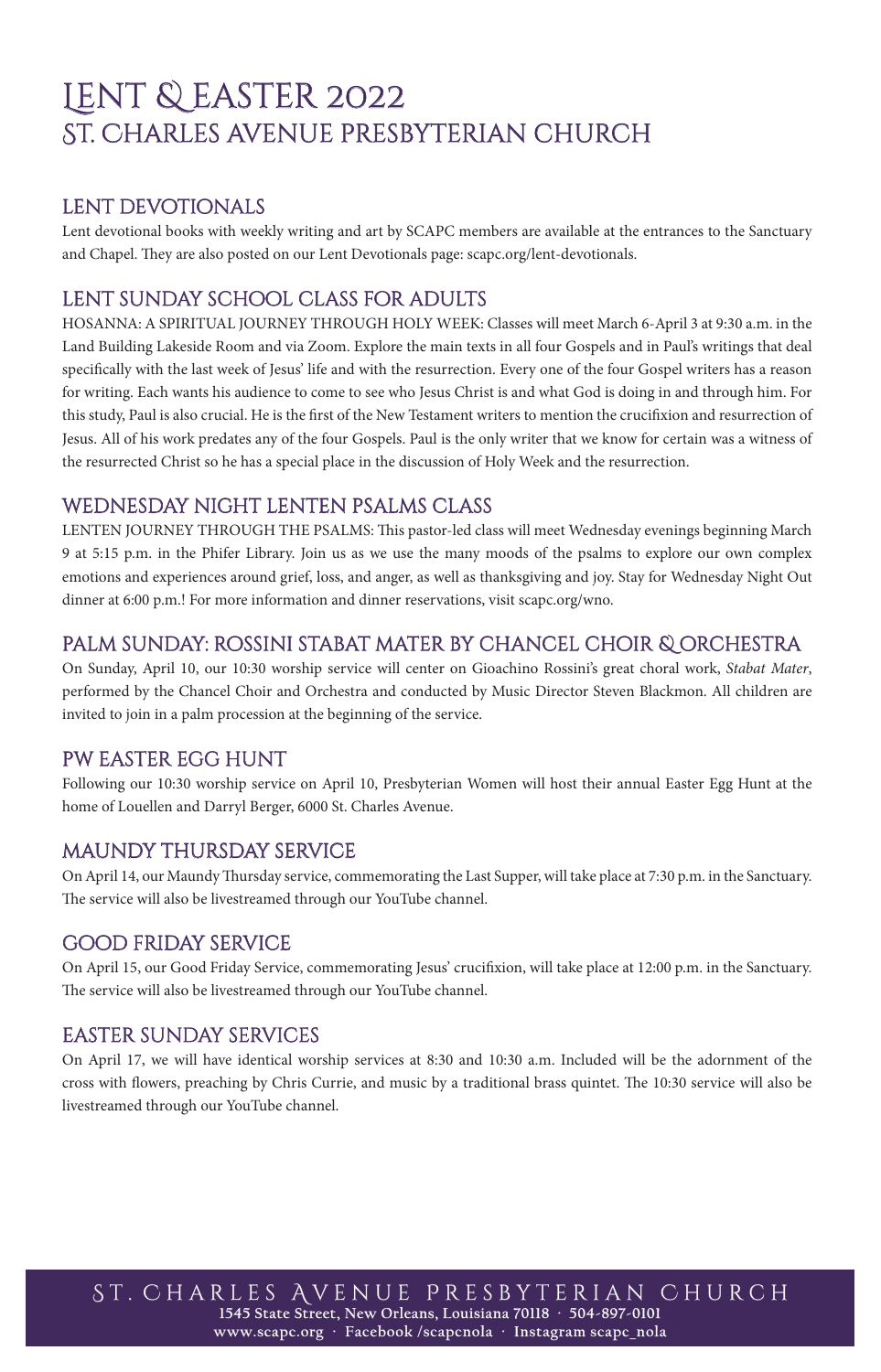# Lent & Easter 2022
## St. Charles Avenue Presbyterian Church

### LENT DEVOTIONALS

Lent devotional books with weekly writing and art by SCAPC members are available at the entrances to the Sanctuary and Chapel. They are also posted on our Lent Devotionals page: scapc.org/lent-devotionals.

### LENT SUNDAY SCHOOL CLASS FOR ADULTS

HOSANNA: A SPIRITUAL JOURNEY THROUGH HOLY WEEK: Classes will meet March 6-April 3 at 9:30 a.m. in the Land Building Lakeside Room and via Zoom. Explore the main texts in all four Gospels and in Paul's writings that deal specifically with the last week of Jesus' life and with the resurrection. Every one of the four Gospel writers has a reason for writing. Each wants his audience to come to see who Jesus Christ is and what God is doing in and through him. For this study, Paul is also crucial. He is the first of the New Testament writers to mention the crucifixion and resurrection of Jesus. All of his work predates any of the four Gospels. Paul is the only writer that we know for certain was a witness of the resurrected Christ so he has a special place in the discussion of Holy Week and the resurrection.

### WEDNESDAY NIGHT LENTEN PSALMS CLASS

LENTEN JOURNEY THROUGH THE PSALMS: This pastor-led class will meet Wednesday evenings beginning March 9 at 5:15 p.m. in the Phifer Library. Join us as we use the many moods of the psalms to explore our own complex emotions and experiences around grief, loss, and anger, as well as thanksgiving and joy. Stay for Wednesday Night Out dinner at 6:00 p.m.! For more information and dinner reservations, visit scapc.org/wno.

### PALM SUNDAY: ROSSINI STABAT MATER BY CHANCEL CHOIR & ORCHESTRA

On Sunday, April 10, our 10:30 worship service will center on Gioachino Rossini's great choral work, *Stabat Mater*, performed by the Chancel Choir and Orchestra and conducted by Music Director Steven Blackmon. All children are invited to join in a palm procession at the beginning of the service.

### PW EASTER EGG HUNT

Following our 10:30 worship service on April 10, Presbyterian Women will host their annual Easter Egg Hunt at the home of Louellen and Darryl Berger, 6000 St. Charles Avenue.

### MAUNDY THURSDAY SERVICE

On April 14, our Maundy Thursday service, commemorating the Last Supper, will take place at 7:30 p.m. in the Sanctuary. The service will also be livestreamed through our YouTube channel.

### GOOD FRIDAY SERVICE

On April 15, our Good Friday Service, commemorating Jesus' crucifixion, will take place at 12:00 p.m. in the Sanctuary. The service will also be livestreamed through our YouTube channel.

### EASTER SUNDAY SERVICES

On April 17, we will have identical worship services at 8:30 and 10:30 a.m. Included will be the adornment of the cross with flowers, preaching by Chris Currie, and music by a traditional brass quintet. The 10:30 service will also be livestreamed through our YouTube channel.

ST. CHARLES AVENUE PRESBYTERIAN CHURCH
**1545 State Street, New Orleans, Louisiana 70118 · 504-897-0101**
**www.scapc.org · Facebook /scapcnola · Instagram scapc_nola**